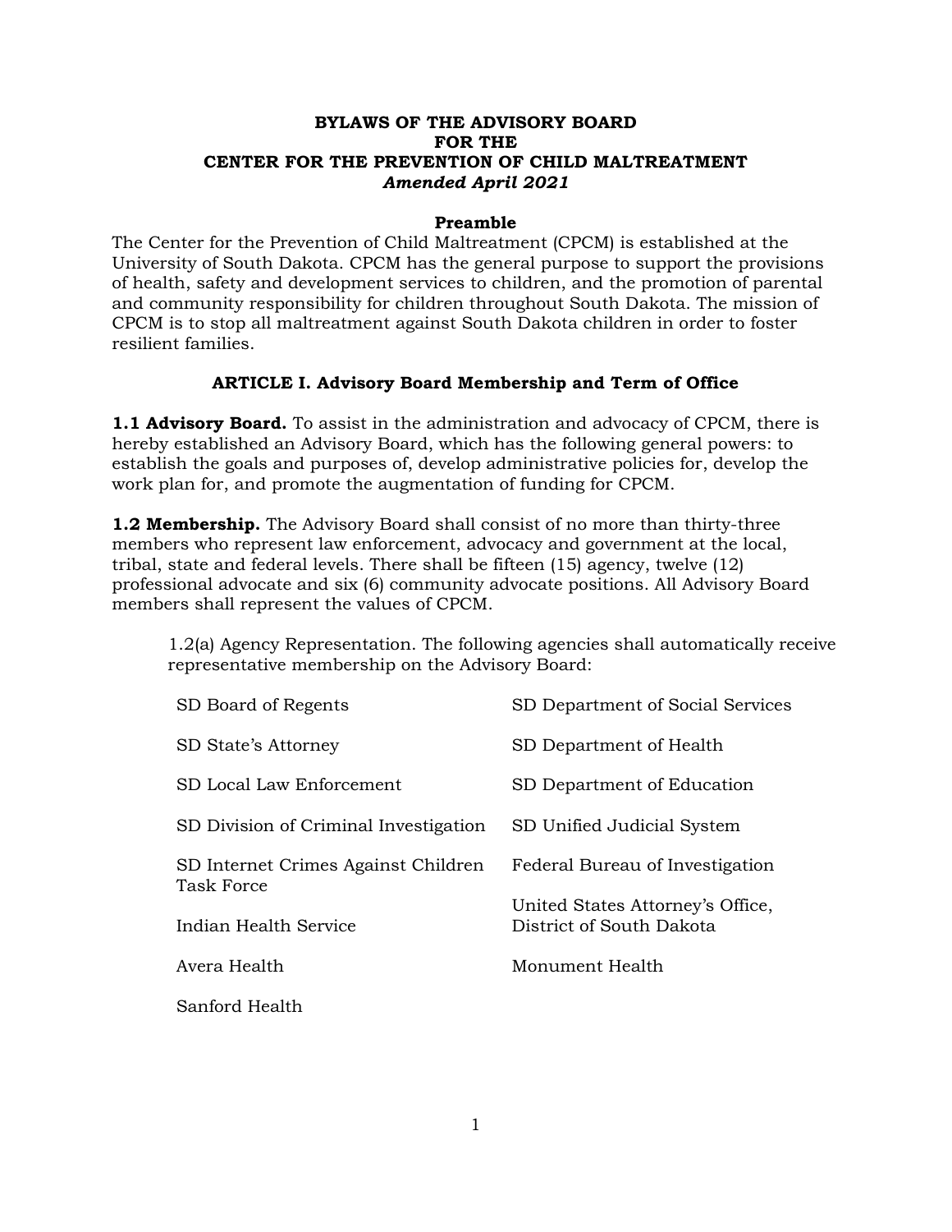# BYLAWS OF THE ADVISORY BOARD FOR THE CENTER FOR THE PREVENTION OF CHILD MALTREATMENT

***Amended April 2021***

## Preamble

The Center for the Prevention of Child Maltreatment (CPCM) is established at the University of South Dakota. CPCM has the general purpose to support the provisions of health, safety and development services to children, and the promotion of parental and community responsibility for children throughout South Dakota. The mission of CPCM is to stop all maltreatment against South Dakota children in order to foster resilient families.

## ARTICLE I. Advisory Board Membership and Term of Office

**1.1 Advisory Board.** To assist in the administration and advocacy of CPCM, there is hereby established an Advisory Board, which has the following general powers: to establish the goals and purposes of, develop administrative policies for, develop the work plan for, and promote the augmentation of funding for CPCM.

**1.2 Membership.** The Advisory Board shall consist of no more than thirty-three members who represent law enforcement, advocacy and government at the local, tribal, state and federal levels. There shall be fifteen (15) agency, twelve (12) professional advocate and six (6) community advocate positions. All Advisory Board members shall represent the values of CPCM.

1.2(a) Agency Representation. The following agencies shall automatically receive representative membership on the Advisory Board:

- SD Board of Regents
- SD State's Attorney
- SD Local Law Enforcement
- SD Division of Criminal Investigation
- SD Internet Crimes Against Children Task Force
- Indian Health Service
- Avera Health
- Sanford Health
- SD Department of Social Services
- SD Department of Health
- SD Department of Education
- SD Unified Judicial System
- Federal Bureau of Investigation
- United States Attorney's Office, District of South Dakota
- Monument Health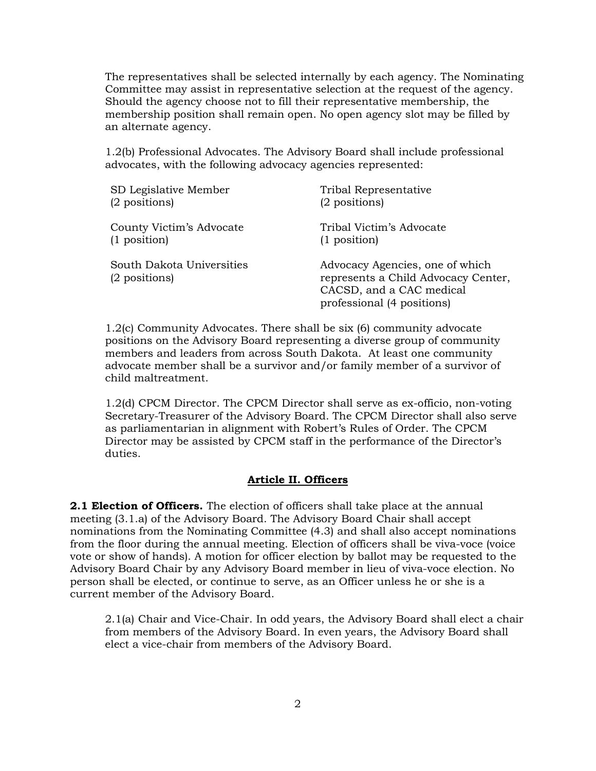The representatives shall be selected internally by each agency. The Nominating Committee may assist in representative selection at the request of the agency. Should the agency choose not to fill their representative membership, the membership position shall remain open. No open agency slot may be filled by an alternate agency.

1.2(b) Professional Advocates. The Advisory Board shall include professional advocates, with the following advocacy agencies represented:

| | |
|---|---|
| SD Legislative Member (2 positions) | Tribal Representative (2 positions) |
| County Victim's Advocate (1 position) | Tribal Victim's Advocate (1 position) |
| South Dakota Universities (2 positions) | Advocacy Agencies, one of which represents a Child Advocacy Center, CACSD, and a CAC medical professional (4 positions) |

1.2(c) Community Advocates. There shall be six (6) community advocate positions on the Advisory Board representing a diverse group of community members and leaders from across South Dakota. At least one community advocate member shall be a survivor and/or family member of a survivor of child maltreatment.

1.2(d) CPCM Director. The CPCM Director shall serve as ex-officio, non-voting Secretary-Treasurer of the Advisory Board. The CPCM Director shall also serve as parliamentarian in alignment with Robert's Rules of Order. The CPCM Director may be assisted by CPCM staff in the performance of the Director's duties.

## Article II. Officers

**2.1 Election of Officers.** The election of officers shall take place at the annual meeting (3.1.a) of the Advisory Board. The Advisory Board Chair shall accept nominations from the Nominating Committee (4.3) and shall also accept nominations from the floor during the annual meeting. Election of officers shall be viva-voce (voice vote or show of hands). A motion for officer election by ballot may be requested to the Advisory Board Chair by any Advisory Board member in lieu of viva-voce election. No person shall be elected, or continue to serve, as an Officer unless he or she is a current member of the Advisory Board.

2.1(a) Chair and Vice-Chair. In odd years, the Advisory Board shall elect a chair from members of the Advisory Board. In even years, the Advisory Board shall elect a vice-chair from members of the Advisory Board.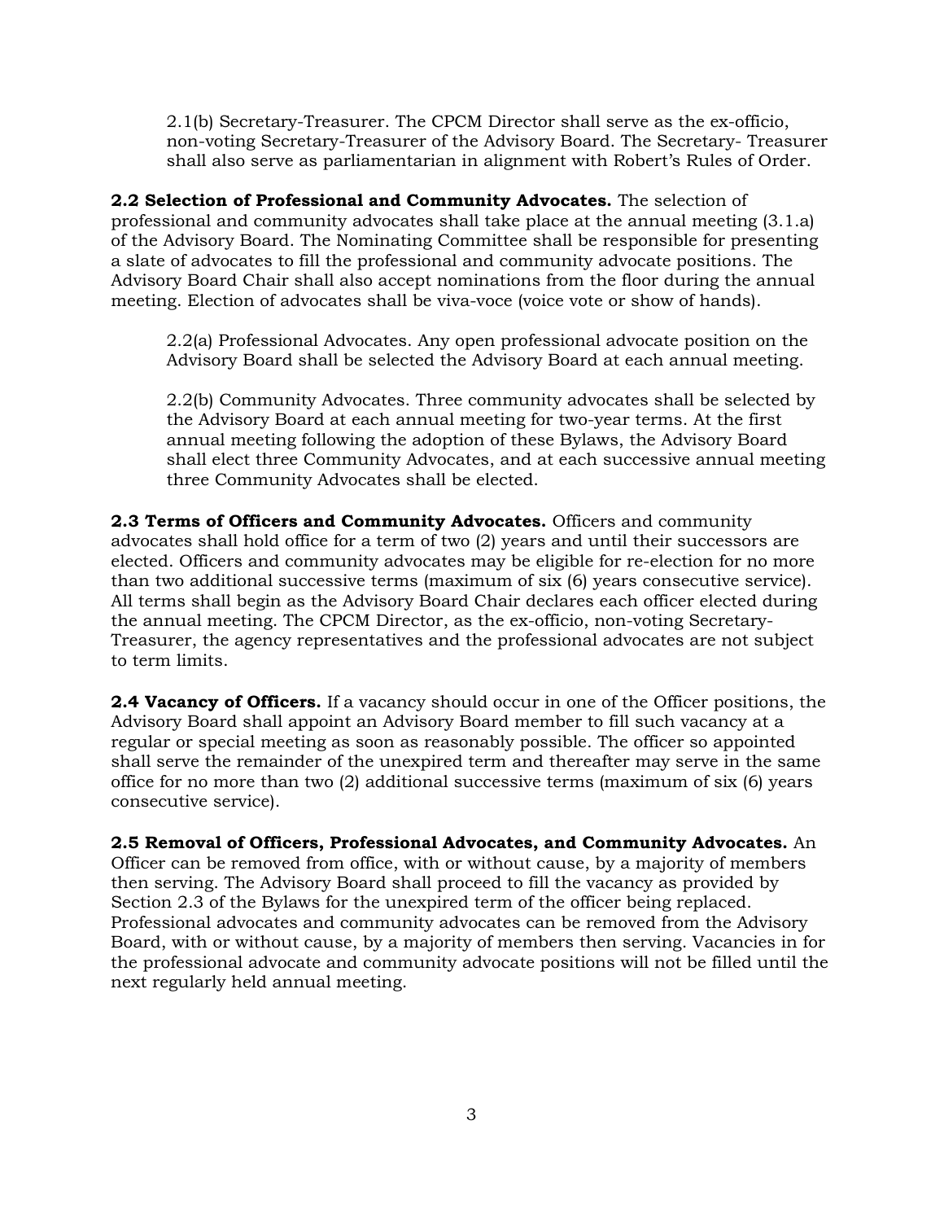2.1(b) Secretary-Treasurer. The CPCM Director shall serve as the ex-officio, non-voting Secretary-Treasurer of the Advisory Board. The Secretary- Treasurer shall also serve as parliamentarian in alignment with Robert's Rules of Order.

**2.2 Selection of Professional and Community Advocates.** The selection of professional and community advocates shall take place at the annual meeting (3.1.a) of the Advisory Board. The Nominating Committee shall be responsible for presenting a slate of advocates to fill the professional and community advocate positions. The Advisory Board Chair shall also accept nominations from the floor during the annual meeting. Election of advocates shall be viva-voce (voice vote or show of hands).

2.2(a) Professional Advocates. Any open professional advocate position on the Advisory Board shall be selected the Advisory Board at each annual meeting.

2.2(b) Community Advocates. Three community advocates shall be selected by the Advisory Board at each annual meeting for two-year terms. At the first annual meeting following the adoption of these Bylaws, the Advisory Board shall elect three Community Advocates, and at each successive annual meeting three Community Advocates shall be elected.

**2.3 Terms of Officers and Community Advocates.** Officers and community advocates shall hold office for a term of two (2) years and until their successors are elected. Officers and community advocates may be eligible for re-election for no more than two additional successive terms (maximum of six (6) years consecutive service). All terms shall begin as the Advisory Board Chair declares each officer elected during the annual meeting. The CPCM Director, as the ex-officio, non-voting Secretary-Treasurer, the agency representatives and the professional advocates are not subject to term limits.

**2.4 Vacancy of Officers.** If a vacancy should occur in one of the Officer positions, the Advisory Board shall appoint an Advisory Board member to fill such vacancy at a regular or special meeting as soon as reasonably possible. The officer so appointed shall serve the remainder of the unexpired term and thereafter may serve in the same office for no more than two (2) additional successive terms (maximum of six (6) years consecutive service).

**2.5 Removal of Officers, Professional Advocates, and Community Advocates.** An Officer can be removed from office, with or without cause, by a majority of members then serving. The Advisory Board shall proceed to fill the vacancy as provided by Section 2.3 of the Bylaws for the unexpired term of the officer being replaced. Professional advocates and community advocates can be removed from the Advisory Board, with or without cause, by a majority of members then serving. Vacancies in for the professional advocate and community advocate positions will not be filled until the next regularly held annual meeting.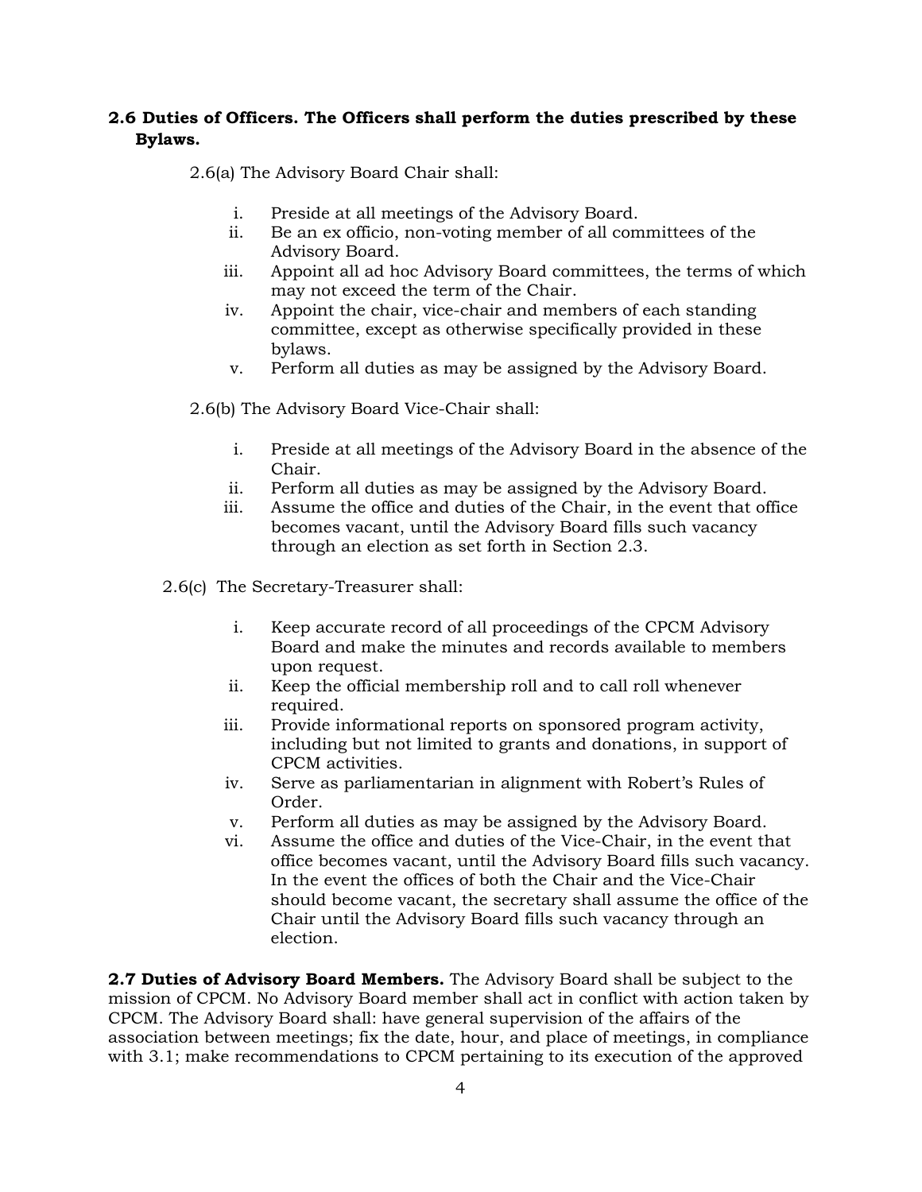**2.6 Duties of Officers. The Officers shall perform the duties prescribed by these Bylaws.**

2.6(a) The Advisory Board Chair shall:

i. Preside at all meetings of the Advisory Board.
ii. Be an ex officio, non-voting member of all committees of the Advisory Board.
iii. Appoint all ad hoc Advisory Board committees, the terms of which may not exceed the term of the Chair.
iv. Appoint the chair, vice-chair and members of each standing committee, except as otherwise specifically provided in these bylaws.
v. Perform all duties as may be assigned by the Advisory Board.

2.6(b) The Advisory Board Vice-Chair shall:

i. Preside at all meetings of the Advisory Board in the absence of the Chair.
ii. Perform all duties as may be assigned by the Advisory Board.
iii. Assume the office and duties of the Chair, in the event that office becomes vacant, until the Advisory Board fills such vacancy through an election as set forth in Section 2.3.

2.6(c) The Secretary-Treasurer shall:

i. Keep accurate record of all proceedings of the CPCM Advisory Board and make the minutes and records available to members upon request.
ii. Keep the official membership roll and to call roll whenever required.
iii. Provide informational reports on sponsored program activity, including but not limited to grants and donations, in support of CPCM activities.
iv. Serve as parliamentarian in alignment with Robert's Rules of Order.
v. Perform all duties as may be assigned by the Advisory Board.
vi. Assume the office and duties of the Vice-Chair, in the event that office becomes vacant, until the Advisory Board fills such vacancy. In the event the offices of both the Chair and the Vice-Chair should become vacant, the secretary shall assume the office of the Chair until the Advisory Board fills such vacancy through an election.

**2.7 Duties of Advisory Board Members.** The Advisory Board shall be subject to the mission of CPCM. No Advisory Board member shall act in conflict with action taken by CPCM. The Advisory Board shall: have general supervision of the affairs of the association between meetings; fix the date, hour, and place of meetings, in compliance with 3.1; make recommendations to CPCM pertaining to its execution of the approved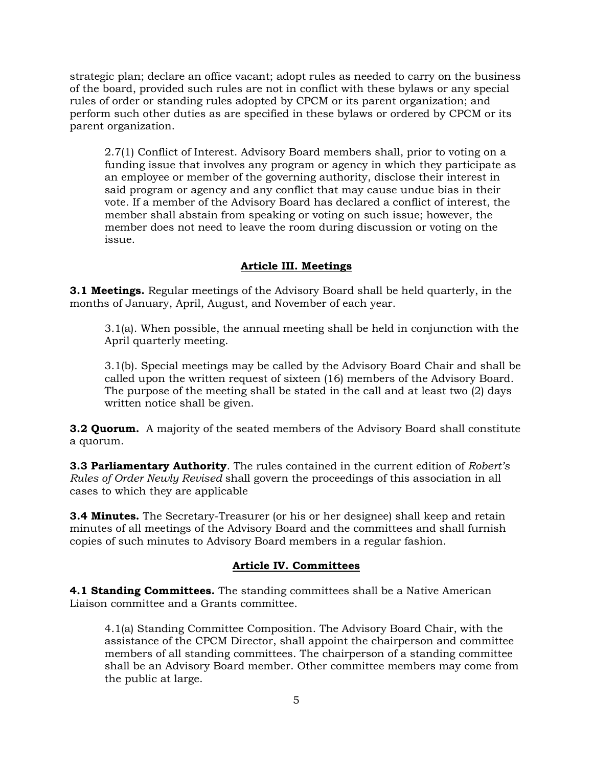strategic plan; declare an office vacant; adopt rules as needed to carry on the business of the board, provided such rules are not in conflict with these bylaws or any special rules of order or standing rules adopted by CPCM or its parent organization; and perform such other duties as are specified in these bylaws or ordered by CPCM or its parent organization.

2.7(1) Conflict of Interest. Advisory Board members shall, prior to voting on a funding issue that involves any program or agency in which they participate as an employee or member of the governing authority, disclose their interest in said program or agency and any conflict that may cause undue bias in their vote. If a member of the Advisory Board has declared a conflict of interest, the member shall abstain from speaking or voting on such issue; however, the member does not need to leave the room during discussion or voting on the issue.

## Article III. Meetings

**3.1 Meetings.** Regular meetings of the Advisory Board shall be held quarterly, in the months of January, April, August, and November of each year.

3.1(a). When possible, the annual meeting shall be held in conjunction with the April quarterly meeting.

3.1(b). Special meetings may be called by the Advisory Board Chair and shall be called upon the written request of sixteen (16) members of the Advisory Board. The purpose of the meeting shall be stated in the call and at least two (2) days written notice shall be given.

**3.2 Quorum.** A majority of the seated members of the Advisory Board shall constitute a quorum.

**3.3 Parliamentary Authority**. The rules contained in the current edition of *Robert's Rules of Order Newly Revised* shall govern the proceedings of this association in all cases to which they are applicable

**3.4 Minutes.** The Secretary-Treasurer (or his or her designee) shall keep and retain minutes of all meetings of the Advisory Board and the committees and shall furnish copies of such minutes to Advisory Board members in a regular fashion.

## Article IV. Committees

**4.1 Standing Committees.** The standing committees shall be a Native American Liaison committee and a Grants committee.

4.1(a) Standing Committee Composition. The Advisory Board Chair, with the assistance of the CPCM Director, shall appoint the chairperson and committee members of all standing committees. The chairperson of a standing committee shall be an Advisory Board member. Other committee members may come from the public at large.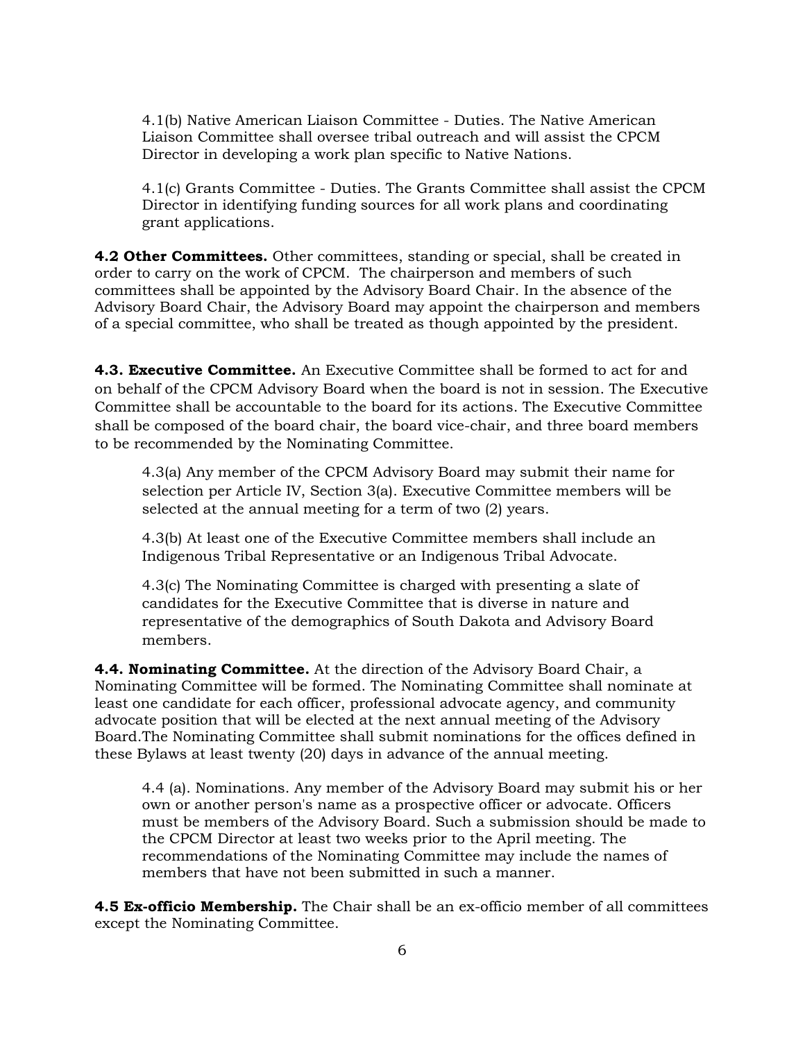4.1(b) Native American Liaison Committee - Duties. The Native American Liaison Committee shall oversee tribal outreach and will assist the CPCM Director in developing a work plan specific to Native Nations.

4.1(c) Grants Committee - Duties. The Grants Committee shall assist the CPCM Director in identifying funding sources for all work plans and coordinating grant applications.

**4.2 Other Committees.** Other committees, standing or special, shall be created in order to carry on the work of CPCM. The chairperson and members of such committees shall be appointed by the Advisory Board Chair. In the absence of the Advisory Board Chair, the Advisory Board may appoint the chairperson and members of a special committee, who shall be treated as though appointed by the president.

**4.3. Executive Committee.** An Executive Committee shall be formed to act for and on behalf of the CPCM Advisory Board when the board is not in session. The Executive Committee shall be accountable to the board for its actions. The Executive Committee shall be composed of the board chair, the board vice-chair, and three board members to be recommended by the Nominating Committee.

4.3(a) Any member of the CPCM Advisory Board may submit their name for selection per Article IV, Section 3(a). Executive Committee members will be selected at the annual meeting for a term of two (2) years.

4.3(b) At least one of the Executive Committee members shall include an Indigenous Tribal Representative or an Indigenous Tribal Advocate.

4.3(c) The Nominating Committee is charged with presenting a slate of candidates for the Executive Committee that is diverse in nature and representative of the demographics of South Dakota and Advisory Board members.

**4.4. Nominating Committee.** At the direction of the Advisory Board Chair, a Nominating Committee will be formed. The Nominating Committee shall nominate at least one candidate for each officer, professional advocate agency, and community advocate position that will be elected at the next annual meeting of the Advisory Board.The Nominating Committee shall submit nominations for the offices defined in these Bylaws at least twenty (20) days in advance of the annual meeting.

4.4 (a). Nominations. Any member of the Advisory Board may submit his or her own or another person's name as a prospective officer or advocate. Officers must be members of the Advisory Board. Such a submission should be made to the CPCM Director at least two weeks prior to the April meeting. The recommendations of the Nominating Committee may include the names of members that have not been submitted in such a manner.

**4.5 Ex-officio Membership.** The Chair shall be an ex-officio member of all committees except the Nominating Committee.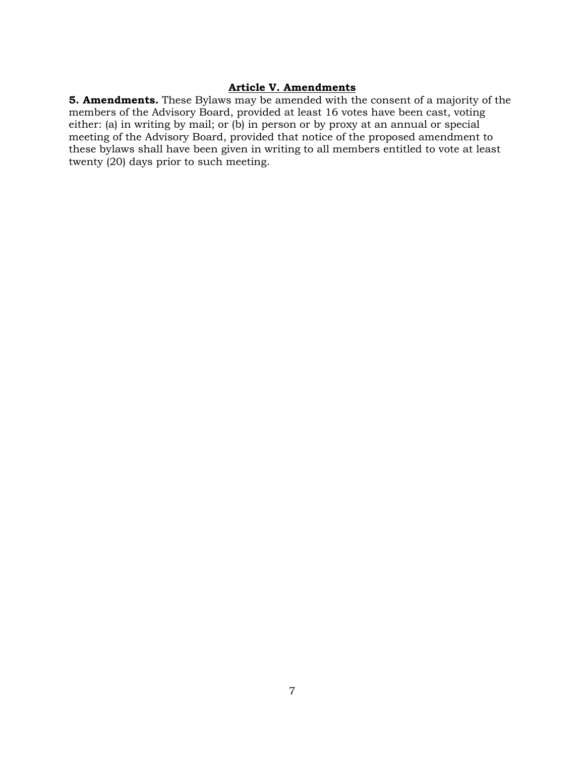## Article V. Amendments

**5. Amendments.** These Bylaws may be amended with the consent of a majority of the members of the Advisory Board, provided at least 16 votes have been cast, voting either: (a) in writing by mail; or (b) in person or by proxy at an annual or special meeting of the Advisory Board, provided that notice of the proposed amendment to these bylaws shall have been given in writing to all members entitled to vote at least twenty (20) days prior to such meeting.